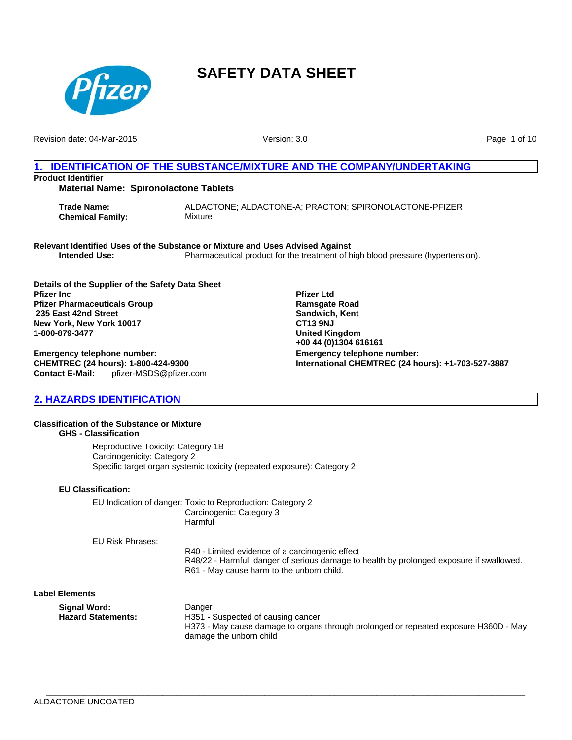# SAFETY DATA SHEET

Revision date: 04-Mar-2015

Version: 3.0

## 1. IDENTIFICATION OF THE SUBSTANCE/MIXTURE AND THE COMPANY/UNDERTAKING

**Product Identifier**

**Material Name: Spironolactone Tablets**

**Trade Name:** ALDACTONE; ALDACTONE-A; PRACTON; SPIRONOLACTONE-PFIZER
**Chemical Family:** Mixture

**Relevant Identified Uses of the Substance or Mixture and Uses Advised Against**
**Intended Use:** Pharmaceutical product for the treatment of high blood pressure (hypertension).

**Details of the Supplier of the Safety Data Sheet**

**Pfizer Inc**
**Pfizer Pharmaceuticals Group**
**235 East 42nd Street**
**New York, New York 10017**
**1-800-879-3477**

**Emergency telephone number:**
**CHEMTREC (24 hours): 1-800-424-9300**
**Contact E-Mail:** pfizer-MSDS@pfizer.com

**Pfizer Ltd**
**Ramsgate Road**
**Sandwich, Kent**
**CT13 9NJ**
**United Kingdom**
**+00 44 (0)1304 616161**

**Emergency telephone number:**
**International CHEMTREC (24 hours): +1-703-527-3887**

## 2. HAZARDS IDENTIFICATION

**Classification of the Substance or Mixture**

**GHS - Classification**

Reproductive Toxicity: Category 1B
Carcinogenicity: Category 2
Specific target organ systemic toxicity (repeated exposure): Category 2

**EU Classification:**

EU Indication of danger: Toxic to Reproduction: Category 2
Carcinogenic: Category 3
Harmful

EU Risk Phrases:

R40 - Limited evidence of a carcinogenic effect
R48/22 - Harmful: danger of serious damage to health by prolonged exposure if swallowed.
R61 - May cause harm to the unborn child.

**Label Elements**

**Signal Word:** Danger
**Hazard Statements:** H351 - Suspected of causing cancer
H373 - May cause damage to organs through prolonged or repeated exposure H360D - May damage the unborn child

ALDACTONE UNCOATED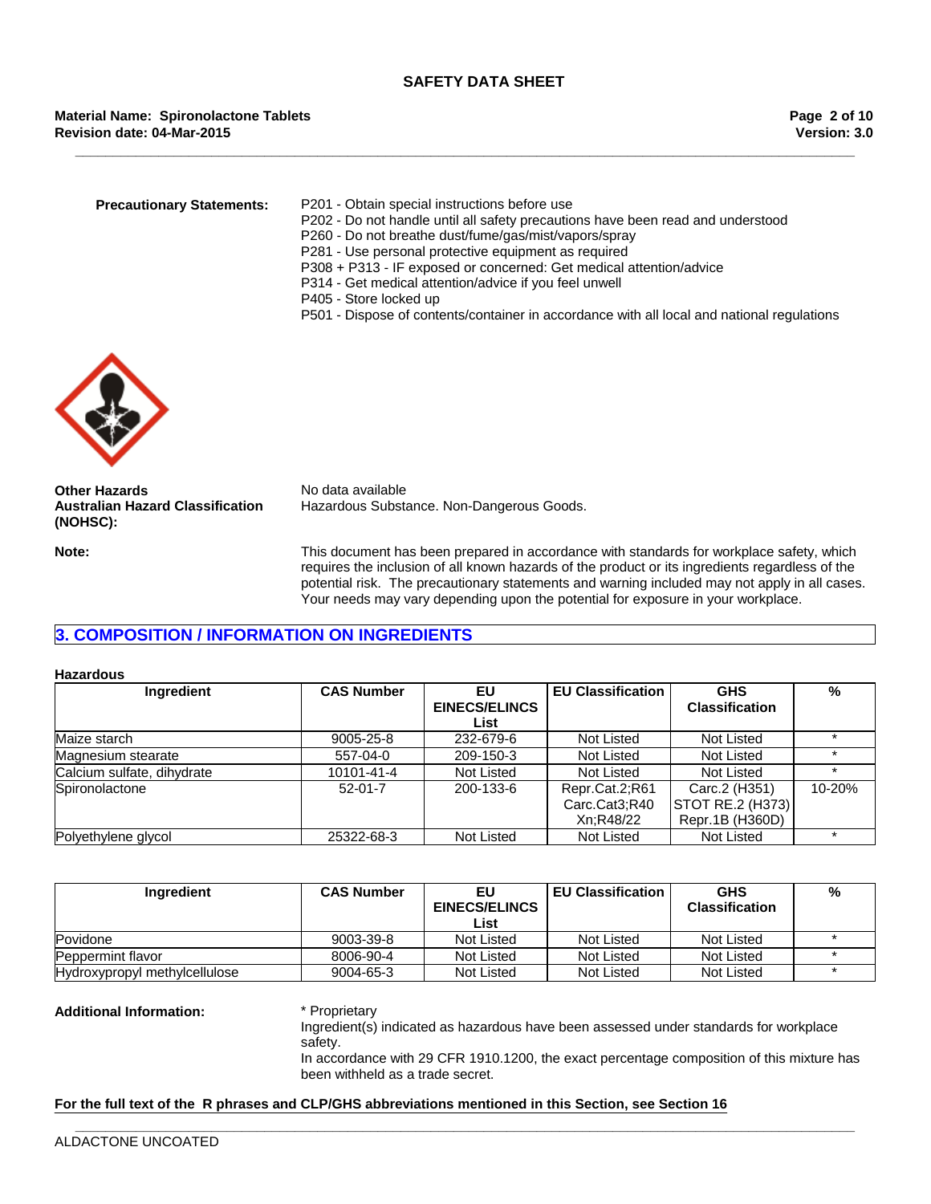**Precautionary Statements:**

P201 - Obtain special instructions before use
P202 - Do not handle until all safety precautions have been read and understood
P260 - Do not breathe dust/fume/gas/mist/vapors/spray
P281 - Use personal protective equipment as required
P308 + P313 - IF exposed or concerned: Get medical attention/advice
P314 - Get medical attention/advice if you feel unwell
P405 - Store locked up
P501 - Dispose of contents/container in accordance with all local and national regulations

**Other Hazards** No data available

**Australian Hazard Classification (NOHSC):** Hazardous Substance. Non-Dangerous Goods.

**Note:** This document has been prepared in accordance with standards for workplace safety, which requires the inclusion of all known hazards of the product or its ingredients regardless of the potential risk. The precautionary statements and warning included may not apply in all cases. Your needs may vary depending upon the potential for exposure in your workplace.

## 3. COMPOSITION / INFORMATION ON INGREDIENTS

**Hazardous**

| Ingredient | CAS Number | EU EINECS/ELINCS List | EU Classification | GHS Classification | % |
|---|---|---|---|---|---|
| Maize starch | 9005-25-8 | 232-679-6 | Not Listed | Not Listed | * |
| Magnesium stearate | 557-04-0 | 209-150-3 | Not Listed | Not Listed | * |
| Calcium sulfate, dihydrate | 10101-41-4 | Not Listed | Not Listed | Not Listed | * |
| Spironolactone | 52-01-7 | 200-133-6 | Repr.Cat.2;R61 Carc.Cat3;R40 Xn;R48/22 | Carc.2 (H351) STOT RE.2 (H373) Repr.1B (H360D) | 10-20% |
| Polyethylene glycol | 25322-68-3 | Not Listed | Not Listed | Not Listed | * |

| Ingredient | CAS Number | EU EINECS/ELINCS List | EU Classification | GHS Classification | % |
|---|---|---|---|---|---|
| Povidone | 9003-39-8 | Not Listed | Not Listed | Not Listed | * |
| Peppermint flavor | 8006-90-4 | Not Listed | Not Listed | Not Listed | * |
| Hydroxypropyl methylcellulose | 9004-65-3 | Not Listed | Not Listed | Not Listed | * |

**Additional Information:**

* Proprietary
Ingredient(s) indicated as hazardous have been assessed under standards for workplace safety.
In accordance with 29 CFR 1910.1200, the exact percentage composition of this mixture has been withheld as a trade secret.

**For the full text of the R phrases and CLP/GHS abbreviations mentioned in this Section, see Section 16**

ALDACTONE UNCOATED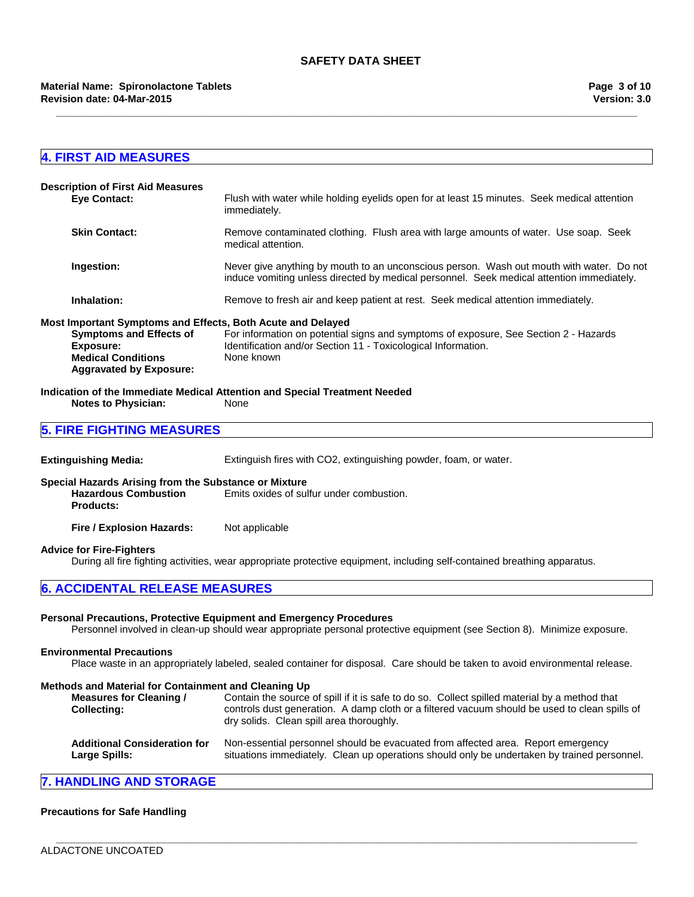## 4. FIRST AID MEASURES

**Description of First Aid Measures**

**Eye Contact:** Flush with water while holding eyelids open for at least 15 minutes. Seek medical attention immediately.

**Skin Contact:** Remove contaminated clothing. Flush area with large amounts of water. Use soap. Seek medical attention.

**Ingestion:** Never give anything by mouth to an unconscious person. Wash out mouth with water. Do not induce vomiting unless directed by medical personnel. Seek medical attention immediately.

**Inhalation:** Remove to fresh air and keep patient at rest. Seek medical attention immediately.

**Most Important Symptoms and Effects, Both Acute and Delayed**

**Symptoms and Effects of Exposure:** For information on potential signs and symptoms of exposure, See Section 2 - Hazards Identification and/or Section 11 - Toxicological Information.

**Medical Conditions Aggravated by Exposure:** None known

**Indication of the Immediate Medical Attention and Special Treatment Needed**

**Notes to Physician:** None

## 5. FIRE FIGHTING MEASURES

**Extinguishing Media:** Extinguish fires with CO2, extinguishing powder, foam, or water.

**Special Hazards Arising from the Substance or Mixture**

**Hazardous Combustion Products:** Emits oxides of sulfur under combustion.

**Fire / Explosion Hazards:** Not applicable

**Advice for Fire-Fighters**

During all fire fighting activities, wear appropriate protective equipment, including self-contained breathing apparatus.

## 6. ACCIDENTAL RELEASE MEASURES

**Personal Precautions, Protective Equipment and Emergency Procedures**

Personnel involved in clean-up should wear appropriate personal protective equipment (see Section 8). Minimize exposure.

**Environmental Precautions**

Place waste in an appropriately labeled, sealed container for disposal. Care should be taken to avoid environmental release.

**Methods and Material for Containment and Cleaning Up**

**Measures for Cleaning / Collecting:** Contain the source of spill if it is safe to do so. Collect spilled material by a method that controls dust generation. A damp cloth or a filtered vacuum should be used to clean spills of dry solids. Clean spill area thoroughly.

**Additional Consideration for Large Spills:** Non-essential personnel should be evacuated from affected area. Report emergency situations immediately. Clean up operations should only be undertaken by trained personnel.

## 7. HANDLING AND STORAGE

**Precautions for Safe Handling**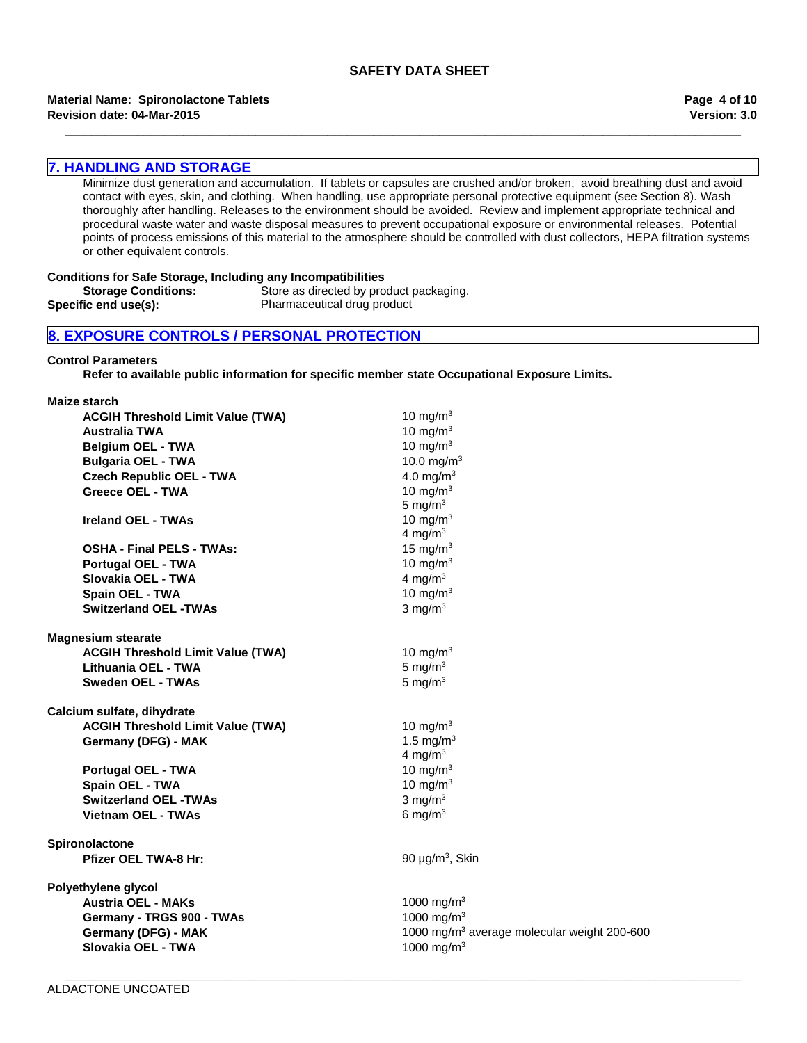## 7. HANDLING AND STORAGE

Minimize dust generation and accumulation. If tablets or capsules are crushed and/or broken, avoid breathing dust and avoid contact with eyes, skin, and clothing. When handling, use appropriate personal protective equipment (see Section 8). Wash thoroughly after handling. Releases to the environment should be avoided. Review and implement appropriate technical and procedural waste water and waste disposal measures to prevent occupational exposure or environmental releases. Potential points of process emissions of this material to the atmosphere should be controlled with dust collectors, HEPA filtration systems or other equivalent controls.

**Conditions for Safe Storage, Including any Incompatibilities**

**Storage Conditions:** Store as directed by product packaging.

**Specific end use(s):** Pharmaceutical drug product

## 8. EXPOSURE CONTROLS / PERSONAL PROTECTION

**Control Parameters**

**Refer to available public information for specific member state Occupational Exposure Limits.**

**Maize starch**

| | |
|---|---|
| **ACGIH Threshold Limit Value (TWA)** | 10 mg/m$^3$ |
| **Australia TWA** | 10 mg/m$^3$ |
| **Belgium OEL - TWA** | 10 mg/m$^3$ |
| **Bulgaria OEL - TWA** | 10.0 mg/m$^3$ |
| **Czech Republic OEL - TWA** | 4.0 mg/m$^3$ |
| **Greece OEL - TWA** | 10 mg/m$^3$<br>5 mg/m$^3$ |
| **Ireland OEL - TWAs** | 10 mg/m$^3$<br>4 mg/m$^3$ |
| **OSHA - Final PELS - TWAs:** | 15 mg/m$^3$ |
| **Portugal OEL - TWA** | 10 mg/m$^3$ |
| **Slovakia OEL - TWA** | 4 mg/m$^3$ |
| **Spain OEL - TWA** | 10 mg/m$^3$ |
| **Switzerland OEL -TWAs** | 3 mg/m$^3$ |

**Magnesium stearate**

| | |
|---|---|
| **ACGIH Threshold Limit Value (TWA)** | 10 mg/m$^3$ |
| **Lithuania OEL - TWA** | 5 mg/m$^3$ |
| **Sweden OEL - TWAs** | 5 mg/m$^3$ |

**Calcium sulfate, dihydrate**

| | |
|---|---|
| **ACGIH Threshold Limit Value (TWA)** | 10 mg/m$^3$ |
| **Germany (DFG) - MAK** | 1.5 mg/m$^3$<br>4 mg/m$^3$ |
| **Portugal OEL - TWA** | 10 mg/m$^3$ |
| **Spain OEL - TWA** | 10 mg/m$^3$ |
| **Switzerland OEL -TWAs** | 3 mg/m$^3$ |
| **Vietnam OEL - TWAs** | 6 mg/m$^3$ |

**Spironolactone**

| | |
|---|---|
| **Pfizer OEL TWA-8 Hr:** | 90 µg/m$^3$, Skin |

**Polyethylene glycol**

| | |
|---|---|
| **Austria OEL - MAKs** | 1000 mg/m$^3$ |
| **Germany - TRGS 900 - TWAs** | 1000 mg/m$^3$ |
| **Germany (DFG) - MAK** | 1000 mg/m$^3$ average molecular weight 200-600 |
| **Slovakia OEL - TWA** | 1000 mg/m$^3$ |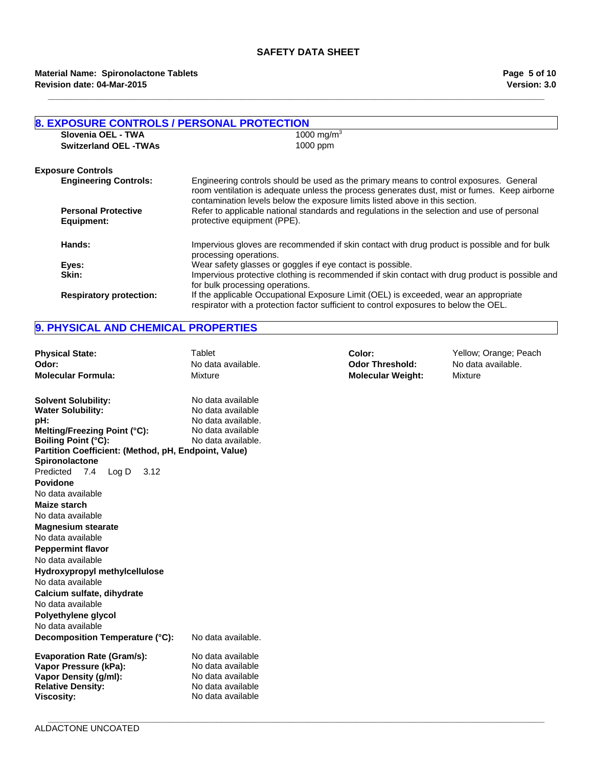## 8. EXPOSURE CONTROLS / PERSONAL PROTECTION

| | |
|---|---|
| **Slovenia OEL - TWA** | 1000 mg/m$^3$ |
| **Switzerland OEL -TWAs** | 1000 ppm |

**Exposure Controls**

**Engineering Controls:** Engineering controls should be used as the primary means to control exposures. General room ventilation is adequate unless the process generates dust, mist or fumes. Keep airborne contamination levels below the exposure limits listed above in this section.

**Personal Protective Equipment:** Refer to applicable national standards and regulations in the selection and use of personal protective equipment (PPE).

**Hands:** Impervious gloves are recommended if skin contact with drug product is possible and for bulk processing operations.

**Eyes:** Wear safety glasses or goggles if eye contact is possible.

**Skin:** Impervious protective clothing is recommended if skin contact with drug product is possible and for bulk processing operations.

**Respiratory protection:** If the applicable Occupational Exposure Limit (OEL) is exceeded, wear an appropriate respirator with a protection factor sufficient to control exposures to below the OEL.

## 9. PHYSICAL AND CHEMICAL PROPERTIES

| | | | |
|---|---|---|---|
| **Physical State:** | Tablet | **Color:** | Yellow; Orange; Peach |
| **Odor:** | No data available. | **Odor Threshold:** | No data available. |
| **Molecular Formula:** | Mixture | **Molecular Weight:** | Mixture |

**Solvent Solubility:** No data available
**Water Solubility:** No data available
**pH:** No data available.
**Melting/Freezing Point (°C):** No data available
**Boiling Point (°C):** No data available.

**Partition Coefficient: (Method, pH, Endpoint, Value)**

**Spironolactone**
Predicted 7.4 Log D 3.12

**Povidone**
No data available

**Maize starch**
No data available

**Magnesium stearate**
No data available

**Peppermint flavor**
No data available

**Hydroxypropyl methylcellulose**
No data available

**Calcium sulfate, dihydrate**
No data available

**Polyethylene glycol**
No data available

**Decomposition Temperature (°C):** No data available.

**Evaporation Rate (Gram/s):** No data available
**Vapor Pressure (kPa):** No data available
**Vapor Density (g/ml):** No data available
**Relative Density:** No data available
**Viscosity:** No data available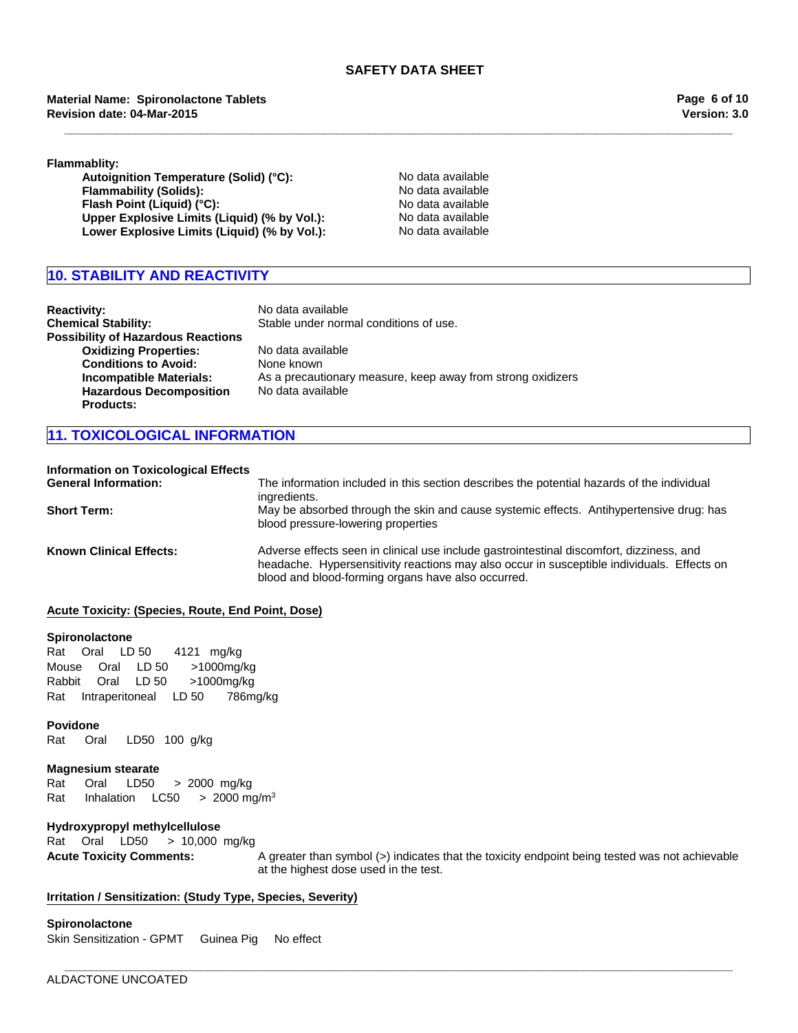**Flammablity:**

| | |
|---|---|
| **Autoignition Temperature (Solid) (°C):** | No data available |
| **Flammability (Solids):** | No data available |
| **Flash Point (Liquid) (°C):** | No data available |
| **Upper Explosive Limits (Liquid) (% by Vol.):** | No data available |
| **Lower Explosive Limits (Liquid) (% by Vol.):** | No data available |

## 10. STABILITY AND REACTIVITY

| | |
|---|---|
| **Reactivity:** | No data available |
| **Chemical Stability:** | Stable under normal conditions of use. |
| **Possibility of Hazardous Reactions** | |
| **Oxidizing Properties:** | No data available |
| **Conditions to Avoid:** | None known |
| **Incompatible Materials:** | As a precautionary measure, keep away from strong oxidizers |
| **Hazardous Decomposition Products:** | No data available |

## 11. TOXICOLOGICAL INFORMATION

**Information on Toxicological Effects**

| | |
|---|---|
| **General Information:** | The information included in this section describes the potential hazards of the individual ingredients. |
| **Short Term:** | May be absorbed through the skin and cause systemic effects. Antihypertensive drug: has blood pressure-lowering properties |
| **Known Clinical Effects:** | Adverse effects seen in clinical use include gastrointestinal discomfort, dizziness, and headache. Hypersensitivity reactions may also occur in susceptible individuals. Effects on blood and blood-forming organs have also occurred. |

**Acute Toxicity: (Species, Route, End Point, Dose)**

**Spironolactone**

Rat Oral LD 50 4121 mg/kg
Mouse Oral LD 50 >1000mg/kg
Rabbit Oral LD 50 >1000mg/kg
Rat Intraperitoneal LD 50 786mg/kg

**Povidone**

Rat Oral LD50 100 g/kg

**Magnesium stearate**

Rat Oral LD50 > 2000 mg/kg
Rat Inhalation LC50 > 2000 mg/m$^3$

**Hydroxypropyl methylcellulose**

Rat Oral LD50 > 10,000 mg/kg

**Acute Toxicity Comments:** A greater than symbol (>) indicates that the toxicity endpoint being tested was not achievable at the highest dose used in the test.

**Irritation / Sensitization: (Study Type, Species, Severity)**

**Spironolactone**

Skin Sensitization - GPMT Guinea Pig No effect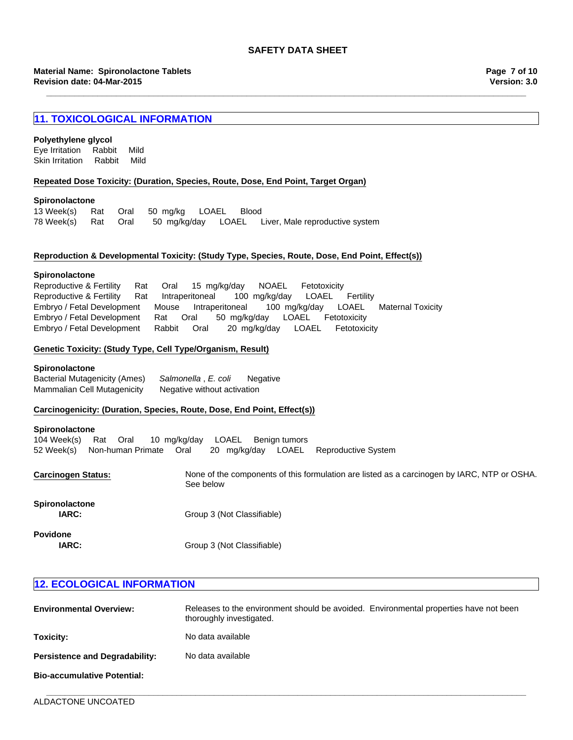## 11. TOXICOLOGICAL INFORMATION

**Polyethylene glycol**

| | | |
|---|---|---|
| Eye Irritation | Rabbit | Mild |
| Skin Irritation | Rabbit | Mild |

**Repeated Dose Toxicity: (Duration, Species, Route, Dose, End Point, Target Organ)**

**Spironolactone**

| | | | | | |
|---|---|---|---|---|---|
| 13 Week(s) | Rat | Oral | 50 mg/kg | LOAEL | Blood |
| 78 Week(s) | Rat | Oral | 50 mg/kg/day | LOAEL | Liver, Male reproductive system |

**Reproduction & Developmental Toxicity: (Study Type, Species, Route, Dose, End Point, Effect(s))**

**Spironolactone**

| | | | | | |
|---|---|---|---|---|---|
| Reproductive & Fertility | Rat | Oral | 15 mg/kg/day | NOAEL | Fetotoxicity |
| Reproductive & Fertility | Rat | Intraperitoneal | 100 mg/kg/day | LOAEL | Fertility |
| Embryo / Fetal Development | Mouse | Intraperitoneal | 100 mg/kg/day | LOAEL | Maternal Toxicity |
| Embryo / Fetal Development | Rat | Oral | 50 mg/kg/day | LOAEL | Fetotoxicity |
| Embryo / Fetal Development | Rabbit | Oral | 20 mg/kg/day | LOAEL | Fetotoxicity |

**Genetic Toxicity: (Study Type, Cell Type/Organism, Result)**

**Spironolactone**

| | | |
|---|---|---|
| Bacterial Mutagenicity (Ames) | *Salmonella* , *E. coli* | Negative |
| Mammalian Cell Mutagenicity | Negative without activation | |

**Carcinogenicity: (Duration, Species, Route, Dose, End Point, Effect(s))**

**Spironolactone**

| | | | | | |
|---|---|---|---|---|---|
| 104 Week(s) | Rat | Oral | 10 mg/kg/day | LOAEL | Benign tumors |
| 52 Week(s) | Non-human Primate | Oral | 20 mg/kg/day | LOAEL | Reproductive System |

**Carcinogen Status:** None of the components of this formulation are listed as a carcinogen by IARC, NTP or OSHA. See below

**Spironolactone**
**IARC:** Group 3 (Not Classifiable)

**Povidone**
**IARC:** Group 3 (Not Classifiable)

## 12. ECOLOGICAL INFORMATION

**Environmental Overview:** Releases to the environment should be avoided. Environmental properties have not been thoroughly investigated.

**Toxicity:** No data available

**Persistence and Degradability:** No data available

**Bio-accumulative Potential:**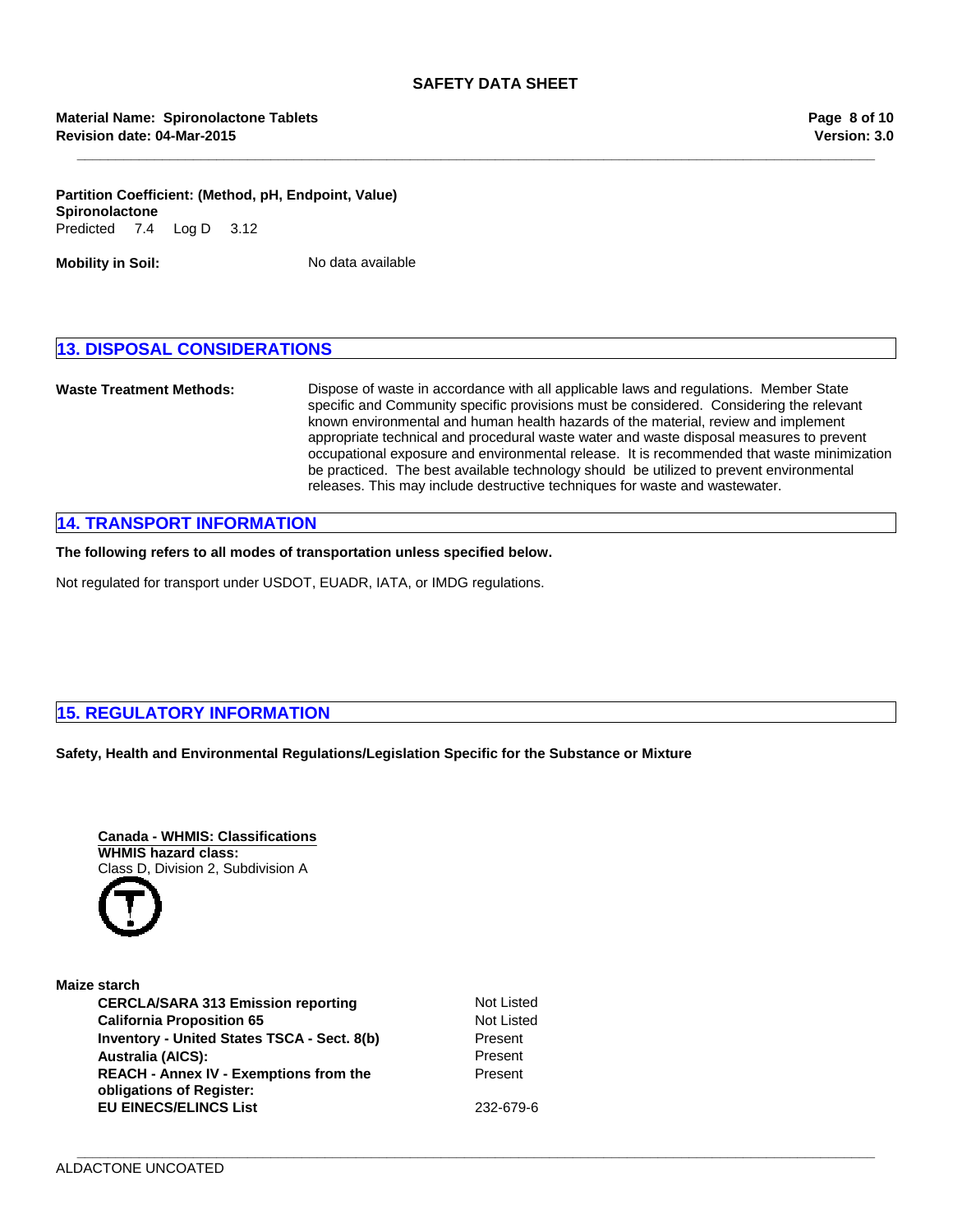**Partition Coefficient: (Method, pH, Endpoint, Value)**
**Spironolactone**
Predicted 7.4 Log D 3.12

**Mobility in Soil:** No data available

## 13. DISPOSAL CONSIDERATIONS

**Waste Treatment Methods:** Dispose of waste in accordance with all applicable laws and regulations. Member State specific and Community specific provisions must be considered. Considering the relevant known environmental and human health hazards of the material, review and implement appropriate technical and procedural waste water and waste disposal measures to prevent occupational exposure and environmental release. It is recommended that waste minimization be practiced. The best available technology should be utilized to prevent environmental releases. This may include destructive techniques for waste and wastewater.

## 14. TRANSPORT INFORMATION

**The following refers to all modes of transportation unless specified below.**

Not regulated for transport under USDOT, EUADR, IATA, or IMDG regulations.

## 15. REGULATORY INFORMATION

**Safety, Health and Environmental Regulations/Legislation Specific for the Substance or Mixture**

**Canada - WHMIS: Classifications**
**WHMIS hazard class:**
Class D, Division 2, Subdivision A

**Maize starch**

| | |
|---|---|
| **CERCLA/SARA 313 Emission reporting** | Not Listed |
| **California Proposition 65** | Not Listed |
| **Inventory - United States TSCA - Sect. 8(b)** | Present |
| **Australia (AICS):** | Present |
| **REACH - Annex IV - Exemptions from the obligations of Register:** | Present |
| **EU EINECS/ELINCS List** | 232-679-6 |

ALDACTONE UNCOATED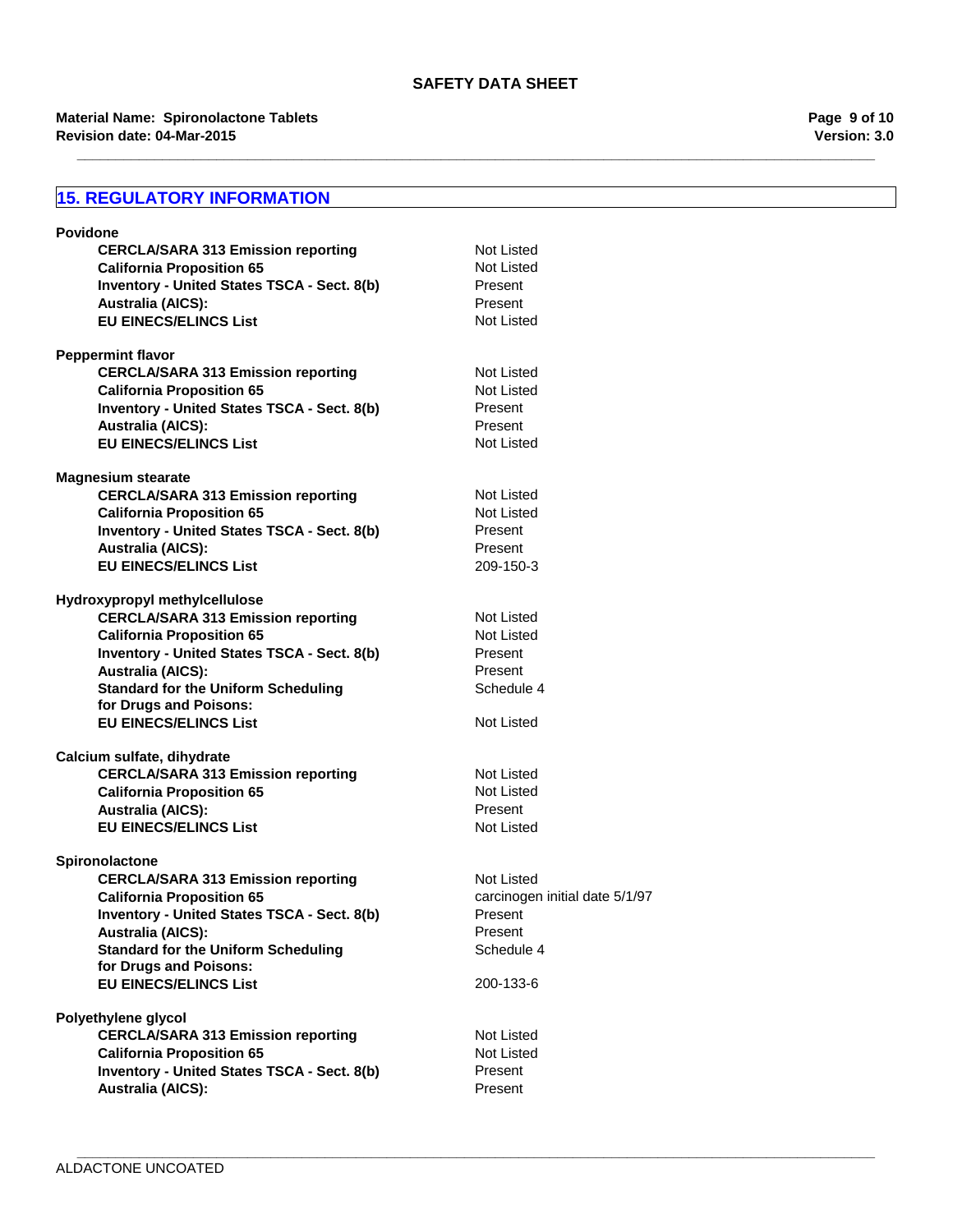## 15. REGULATORY INFORMATION

**Povidone**

| | |
|---|---|
| **CERCLA/SARA 313 Emission reporting** | Not Listed |
| **California Proposition 65** | Not Listed |
| **Inventory - United States TSCA - Sect. 8(b)** | Present |
| **Australia (AICS):** | Present |
| **EU EINECS/ELINCS List** | Not Listed |

**Peppermint flavor**

| | |
|---|---|
| **CERCLA/SARA 313 Emission reporting** | Not Listed |
| **California Proposition 65** | Not Listed |
| **Inventory - United States TSCA - Sect. 8(b)** | Present |
| **Australia (AICS):** | Present |
| **EU EINECS/ELINCS List** | Not Listed |

**Magnesium stearate**

| | |
|---|---|
| **CERCLA/SARA 313 Emission reporting** | Not Listed |
| **California Proposition 65** | Not Listed |
| **Inventory - United States TSCA - Sect. 8(b)** | Present |
| **Australia (AICS):** | Present |
| **EU EINECS/ELINCS List** | 209-150-3 |

**Hydroxypropyl methylcellulose**

| | |
|---|---|
| **CERCLA/SARA 313 Emission reporting** | Not Listed |
| **California Proposition 65** | Not Listed |
| **Inventory - United States TSCA - Sect. 8(b)** | Present |
| **Australia (AICS):** | Present |
| **Standard for the Uniform Scheduling for Drugs and Poisons:** | Schedule 4 |
| **EU EINECS/ELINCS List** | Not Listed |

**Calcium sulfate, dihydrate**

| | |
|---|---|
| **CERCLA/SARA 313 Emission reporting** | Not Listed |
| **California Proposition 65** | Not Listed |
| **Australia (AICS):** | Present |
| **EU EINECS/ELINCS List** | Not Listed |

**Spironolactone**

| | |
|---|---|
| **CERCLA/SARA 313 Emission reporting** | Not Listed |
| **California Proposition 65** | carcinogen initial date 5/1/97 |
| **Inventory - United States TSCA - Sect. 8(b)** | Present |
| **Australia (AICS):** | Present |
| **Standard for the Uniform Scheduling for Drugs and Poisons:** | Schedule 4 |
| **EU EINECS/ELINCS List** | 200-133-6 |

**Polyethylene glycol**

| | |
|---|---|
| **CERCLA/SARA 313 Emission reporting** | Not Listed |
| **California Proposition 65** | Not Listed |
| **Inventory - United States TSCA - Sect. 8(b)** | Present |
| **Australia (AICS):** | Present |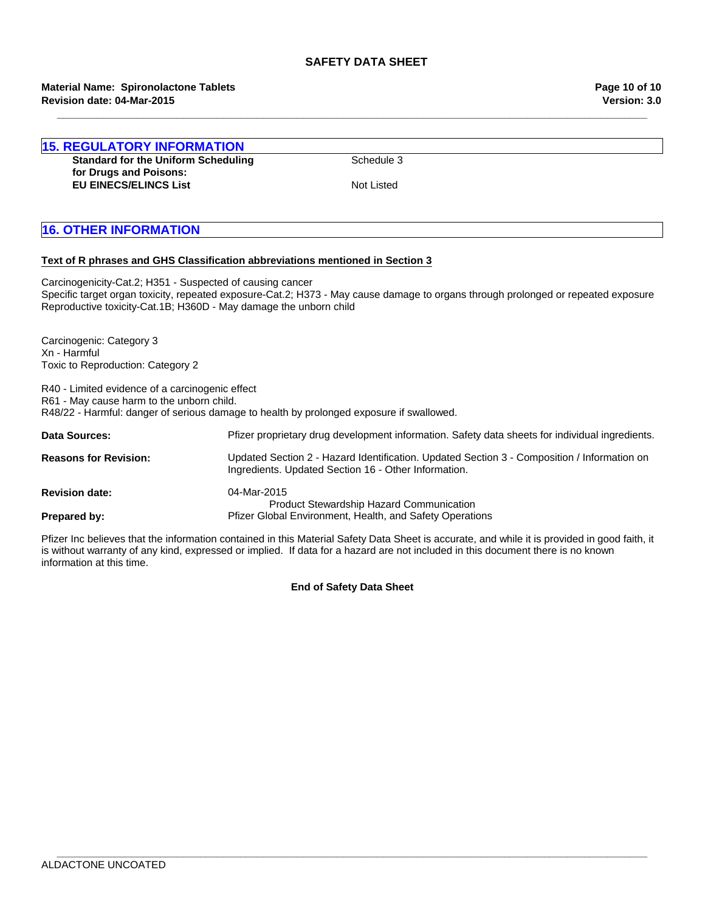## 15. REGULATORY INFORMATION

| | |
|---|---|
| **Standard for the Uniform Scheduling for Drugs and Poisons:** | Schedule 3 |
| **EU EINECS/ELINCS List** | Not Listed |

## 16. OTHER INFORMATION

**Text of R phrases and GHS Classification abbreviations mentioned in Section 3**

Carcinogenicity-Cat.2; H351 - Suspected of causing cancer
Specific target organ toxicity, repeated exposure-Cat.2; H373 - May cause damage to organs through prolonged or repeated exposure
Reproductive toxicity-Cat.1B; H360D - May damage the unborn child

Carcinogenic: Category 3
Xn - Harmful
Toxic to Reproduction: Category 2

R40 - Limited evidence of a carcinogenic effect
R61 - May cause harm to the unborn child.
R48/22 - Harmful: danger of serious damage to health by prolonged exposure if swallowed.

| | |
|---|---|
| **Data Sources:** | Pfizer proprietary drug development information. Safety data sheets for individual ingredients. |
| **Reasons for Revision:** | Updated Section 2 - Hazard Identification. Updated Section 3 - Composition / Information on Ingredients. Updated Section 16 - Other Information. |
| **Revision date:** | 04-Mar-2015 |
| **Prepared by:** | Product Stewardship Hazard Communication<br>Pfizer Global Environment, Health, and Safety Operations |

Pfizer Inc believes that the information contained in this Material Safety Data Sheet is accurate, and while it is provided in good faith, it is without warranty of any kind, expressed or implied. If data for a hazard are not included in this document there is no known information at this time.

**End of Safety Data Sheet**